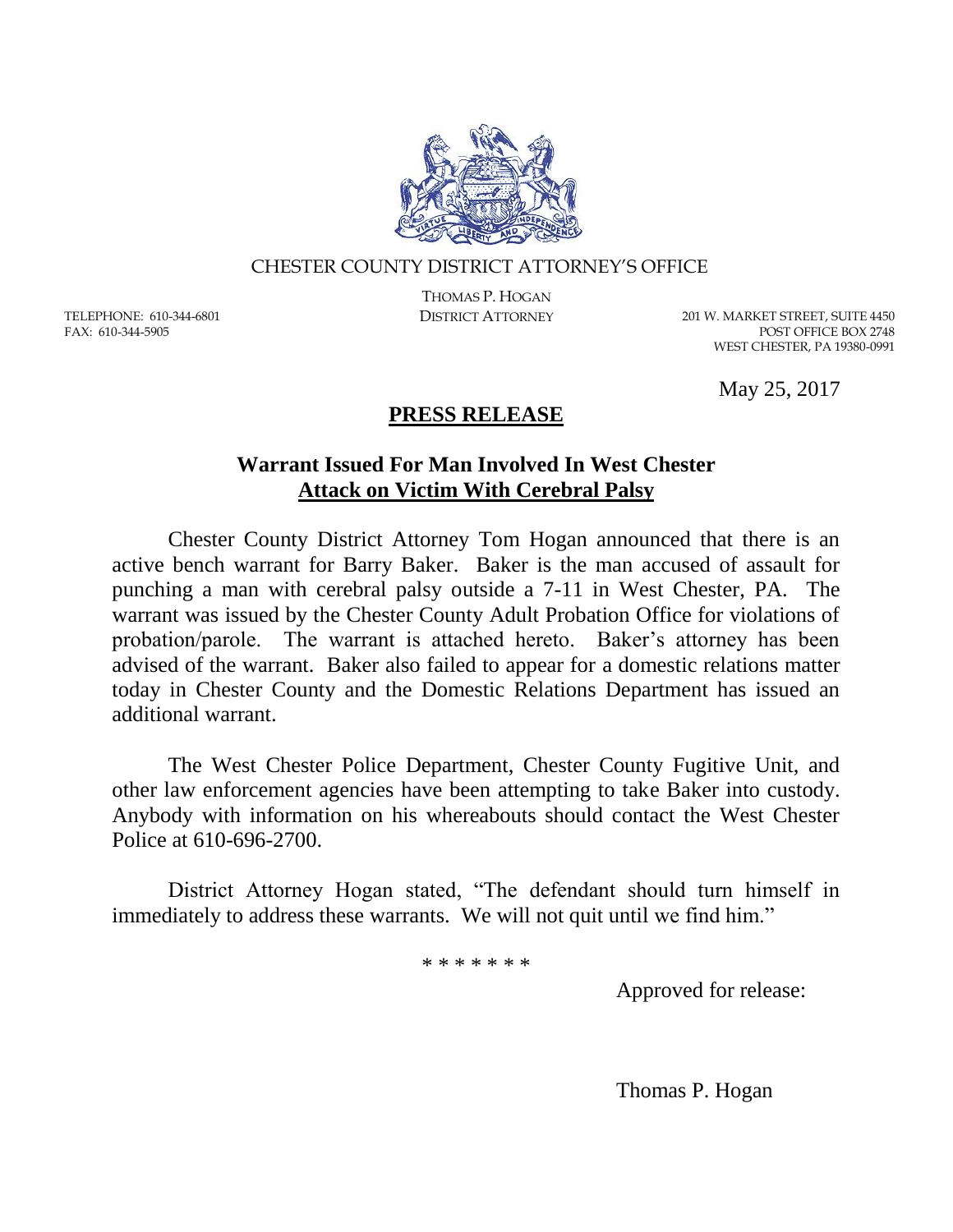CHESTER COUNTY DISTRICT ATTORNEY'S OFFICE

THOMAS P. HOGAN
DISTRICT ATTORNEY

TELEPHONE: 610-344-6801
FAX: 610-344-5905

201 W. MARKET STREET, SUITE 4450
POST OFFICE BOX 2748
WEST CHESTER, PA 19380-0991

May 25, 2017

# PRESS RELEASE

## Warrant Issued For Man Involved In West Chester Attack on Victim With Cerebral Palsy

Chester County District Attorney Tom Hogan announced that there is an active bench warrant for Barry Baker. Baker is the man accused of assault for punching a man with cerebral palsy outside a 7-11 in West Chester, PA. The warrant was issued by the Chester County Adult Probation Office for violations of probation/parole. The warrant is attached hereto. Baker's attorney has been advised of the warrant. Baker also failed to appear for a domestic relations matter today in Chester County and the Domestic Relations Department has issued an additional warrant.

The West Chester Police Department, Chester County Fugitive Unit, and other law enforcement agencies have been attempting to take Baker into custody. Anybody with information on his whereabouts should contact the West Chester Police at 610-696-2700.

District Attorney Hogan stated, "The defendant should turn himself in immediately to address these warrants. We will not quit until we find him."

\* \* \* \* \* \* \*

Approved for release:

Thomas P. Hogan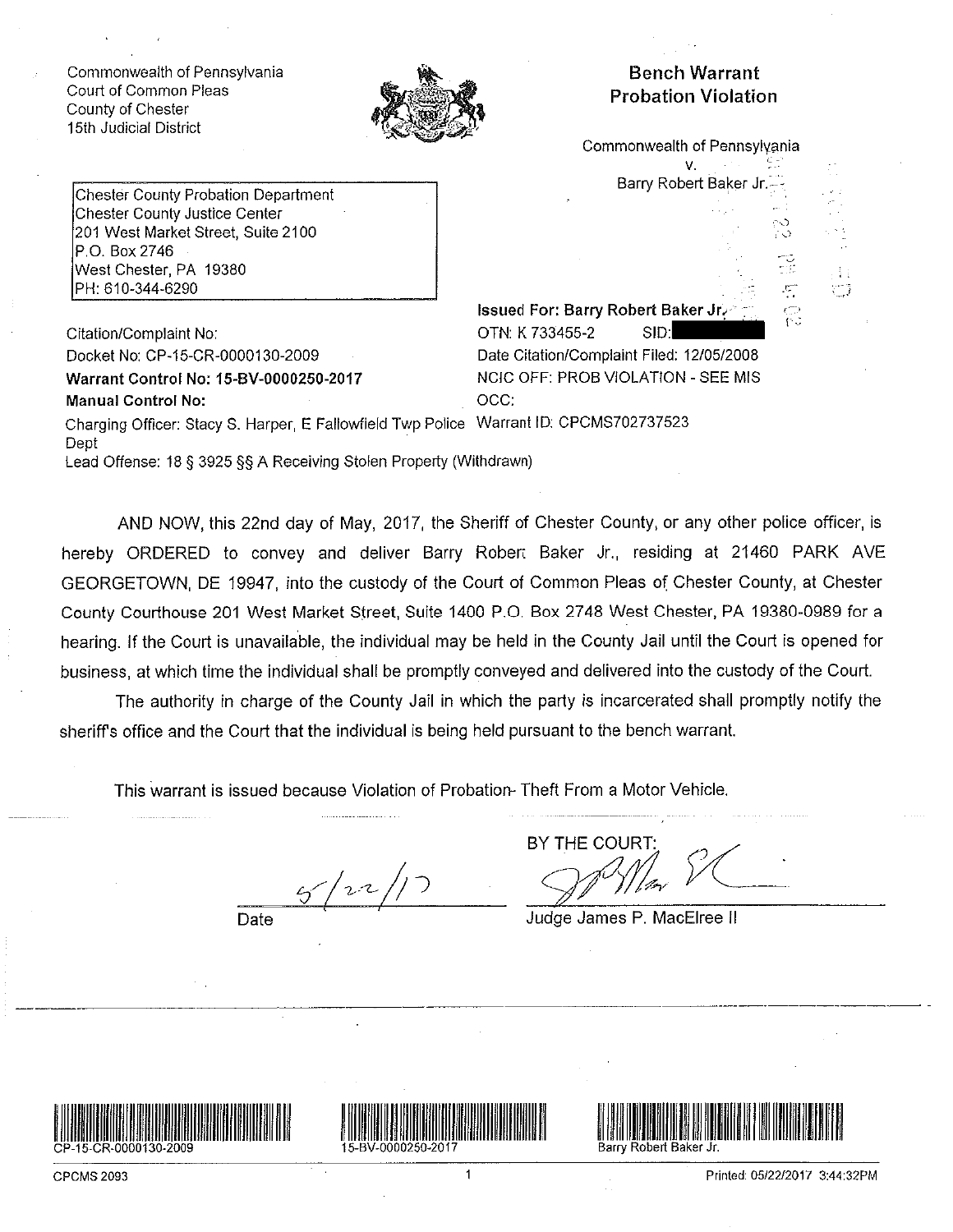Commonwealth of Pennsylvania
Court of Common Pleas
County of Chester
15th Judicial District

# Bench Warrant
## Probation Violation

Commonwealth of Pennsylvania
v.
Barry Robert Baker Jr.

Chester County Probation Department
Chester County Justice Center
201 West Market Street, Suite 2100
P.O. Box 2746
West Chester, PA 19380
PH: 610-344-6290

**Issued For: Barry Robert Baker Jr.**

Citation/Complaint No:
Docket No: CP-15-CR-0000130-2009
**Warrant Control No: 15-BV-0000250-2017**
**Manual Control No:**
Charging Officer: Stacy S. Harper, E Fallowfield Twp Police Dept
Lead Offense: 18 § 3925 §§ A Receiving Stolen Property (Withdrawn)

OTN: K 733455-2 SID: [REDACTED]
Date Citation/Complaint Filed: 12/05/2008
NCIC OFF: PROB VIOLATION - SEE MIS
OCC:
Warrant ID: CPCMS702737523

AND NOW, this 22nd day of May, 2017, the Sheriff of Chester County, or any other police officer, is hereby ORDERED to convey and deliver Barry Robert Baker Jr., residing at 21460 PARK AVE GEORGETOWN, DE 19947, into the custody of the Court of Common Pleas of Chester County, at Chester County Courthouse 201 West Market Street, Suite 1400 P.O. Box 2748 West Chester, PA 19380-0989 for a hearing. If the Court is unavailable, the individual may be held in the County Jail until the Court is opened for business, at which time the individual shall be promptly conveyed and delivered into the custody of the Court.

The authority in charge of the County Jail in which the party is incarcerated shall promptly notify the sheriff's office and the Court that the individual is being held pursuant to the bench warrant.

This warrant is issued because Violation of Probation- Theft From a Motor Vehicle.

5/22/17
Date

BY THE COURT:
[Signature]
Judge James P. MacElree II

CP-15-CR-0000130-2009 | 15-BV-0000250-2017 | Barry Robert Baker Jr.

CPCMS 2093

Printed: 05/22/2017 3:44:32PM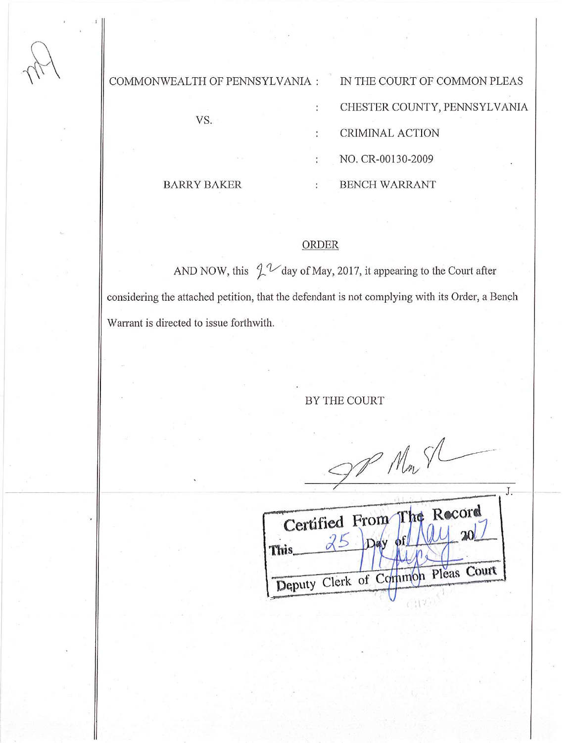| COMMONWEALTH OF PENNSYLVANIA | : | IN THE COURT OF COMMON PLEAS |
| --- | --- | --- |
| | : | CHESTER COUNTY, PENNSYLVANIA |
| VS. | : | CRIMINAL ACTION |
| | : | NO. CR-00130-2009 |
| BARRY BAKER | : | BENCH WARRANT |

## ORDER

AND NOW, this 22 day of May, 2017, it appearing to the Court after considering the attached petition, that the defendant is not complying with its Order, a Bench Warrant is directed to issue forthwith.

BY THE COURT

_______________________ J.

Certified From The Record
This 25 Day of May 2017
Deputy Clerk of Common Pleas Court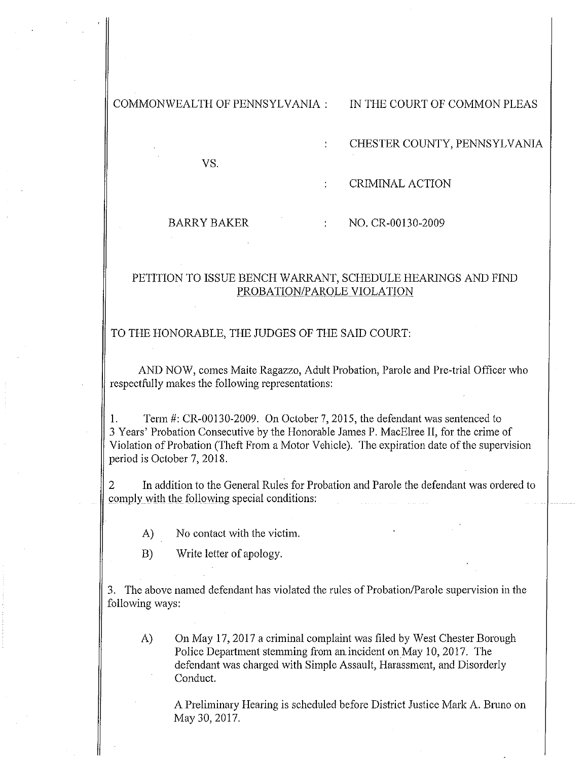| | | |
|---|---|---|
| COMMONWEALTH OF PENNSYLVANIA | : | IN THE COURT OF COMMON PLEAS |
| | : | CHESTER COUNTY, PENNSYLVANIA |
| VS. | | |
| | : | CRIMINAL ACTION |
| BARRY BAKER | : | NO. CR-00130-2009 |

## PETITION TO ISSUE BENCH WARRANT, SCHEDULE HEARINGS AND FIND PROBATION/PAROLE VIOLATION

TO THE HONORABLE, THE JUDGES OF THE SAID COURT:

AND NOW, comes Maite Ragazzo, Adult Probation, Parole and Pre-trial Officer who respectfully makes the following representations:

1. Term #: CR-00130-2009. On October 7, 2015, the defendant was sentenced to 3 Years' Probation Consecutive by the Honorable James P. MacElree II, for the crime of Violation of Probation (Theft From a Motor Vehicle). The expiration date of the supervision period is October 7, 2018.

2 In addition to the General Rules for Probation and Parole the defendant was ordered to comply with the following special conditions:

   A) No contact with the victim.

   B) Write letter of apology.

3. The above named defendant has violated the rules of Probation/Parole supervision in the following ways:

   A) On May 17, 2017 a criminal complaint was filed by West Chester Borough Police Department stemming from an incident on May 10, 2017. The defendant was charged with Simple Assault, Harassment, and Disorderly Conduct.

   A Preliminary Hearing is scheduled before District Justice Mark A. Bruno on May 30, 2017.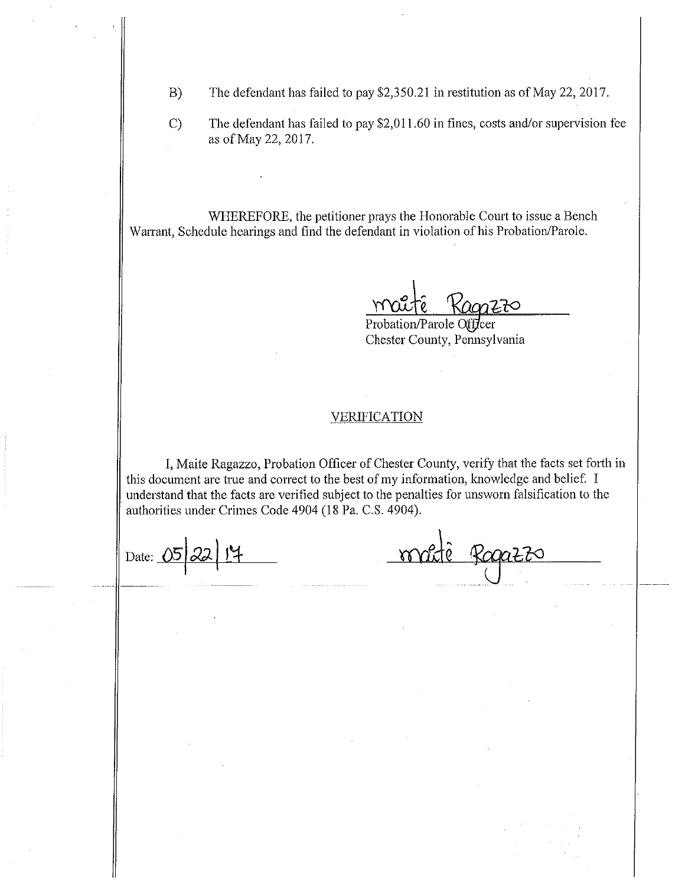B) The defendant has failed to pay $2,350.21 in restitution as of May 22, 2017.

C) The defendant has failed to pay $2,011.60 in fines, costs and/or supervision fee as of May 22, 2017.

WHEREFORE, the petitioner prays the Honorable Court to issue a Bench Warrant, Schedule hearings and find the defendant in violation of his Probation/Parole.

Maite Ragazzo
Probation/Parole Officer
Chester County, Pennsylvania

## VERIFICATION

I, Maite Ragazzo, Probation Officer of Chester County, verify that the facts set forth in this document are true and correct to the best of my information, knowledge and belief. I understand that the facts are verified subject to the penalties for unsworn falsification to the authorities under Crimes Code 4904 (18 Pa. C.S. 4904).

Date: 05/22/17

Maite Ragazzo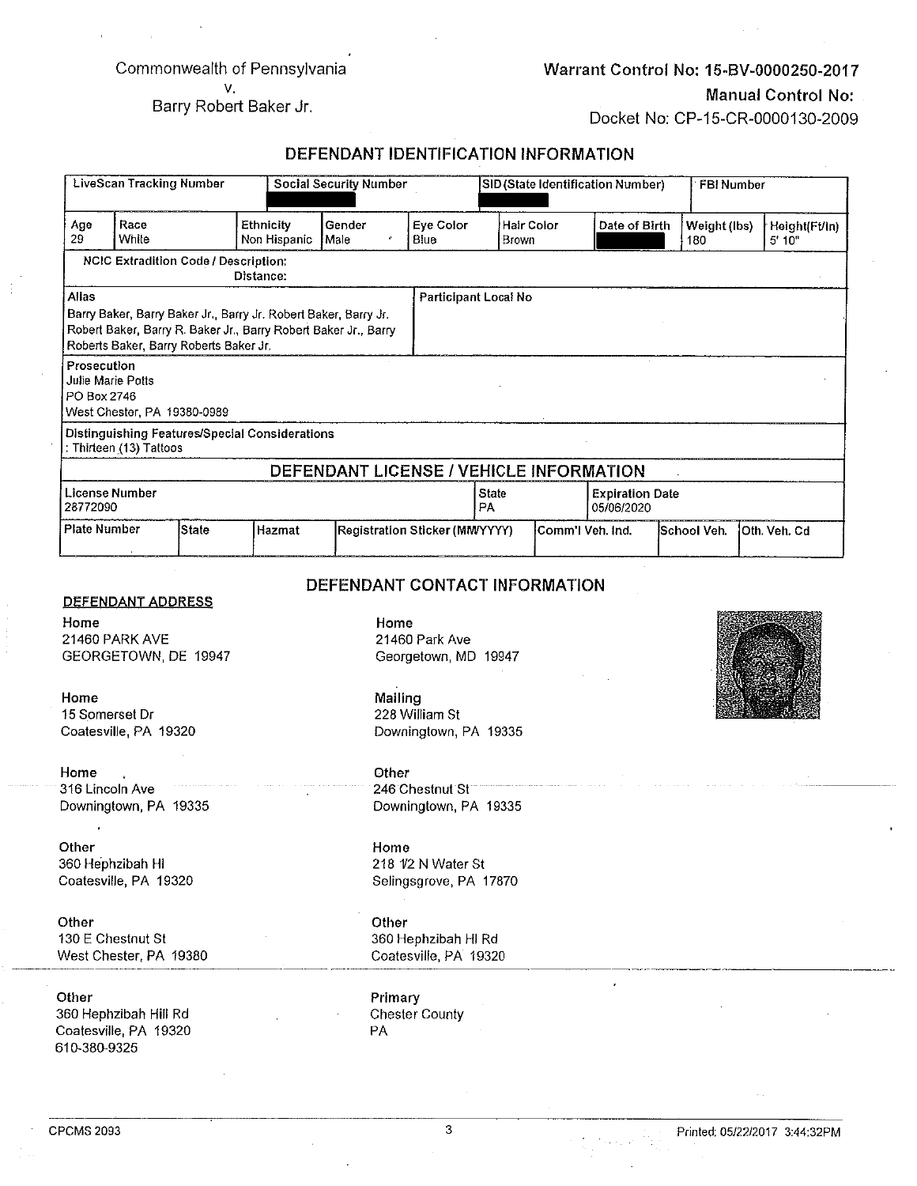Commonwealth of Pennsylvania
v.
Barry Robert Baker Jr.

**Warrant Control No: 15-BV-0000250-2017**
**Manual Control No:**
Docket No: CP-15-CR-0000130-2009

## DEFENDANT IDENTIFICATION INFORMATION

| LiveScan Tracking Number | Social Security Number | SID (State Identification Number) | FBI Number |
|---|---|---|---|
| | [REDACTED] | [REDACTED] | |

| Age | Race | Ethnicity | Gender | Eye Color | Hair Color | Date of Birth | Weight (lbs) | Height(Ft/In) |
|---|---|---|---|---|---|---|---|---|
| 29 | White | Non Hispanic | Male | Blue | Brown | [REDACTED] | 180 | 5' 10" |

**NCIC Extradition Code / Description:**
Distance:

**Alias**
Barry Baker, Barry Baker Jr., Barry Jr. Robert Baker, Barry Jr. Robert Baker, Barry R. Baker Jr., Barry Robert Baker Jr., Barry Roberts Baker, Barry Roberts Baker Jr.

**Participant Local No**

**Prosecution**
Julie Marie Potts
PO Box 2746
West Chester, PA 19380-0989

**Distinguishing Features/Special Considerations**
: Thirteen (13) Tattoos

## DEFENDANT LICENSE / VEHICLE INFORMATION

| License Number | State | Expiration Date |
|---|---|---|
| 28772090 | PA | 05/06/2020 |

| Plate Number | State | Hazmat | Registration Sticker (MM/YYYY) | Comm'l Veh. Ind. | School Veh. | Oth. Veh. Cd |
|---|---|---|---|---|---|---|
| | | | | | | |

## DEFENDANT CONTACT INFORMATION

**DEFENDANT ADDRESS**

**Home**
21460 PARK AVE
GEORGETOWN, DE 19947

**Home**
21460 Park Ave
Georgetown, MD 19947

**Home**
15 Somerset Dr
Coatesville, PA 19320

**Mailing**
228 William St
Downingtown, PA 19335

**Home**
316 Lincoln Ave
Downingtown, PA 19335

**Other**
246 Chestnut St
Downingtown, PA 19335

**Other**
360 Hephzibah Hl
Coatesville, PA 19320

**Home**
218 1/2 N Water St
Selingsgrove, PA 17870

**Other**
130 E Chestnut St
West Chester, PA 19380

**Other**
360 Hephzibah Hl Rd
Coatesville, PA 19320

**Other**
360 Hephzibah Hill Rd
Coatesville, PA 19320
610-380-9325

**Primary**
Chester County
PA

CPCMS 2093

Printed: 05/22/2017 3:44:32PM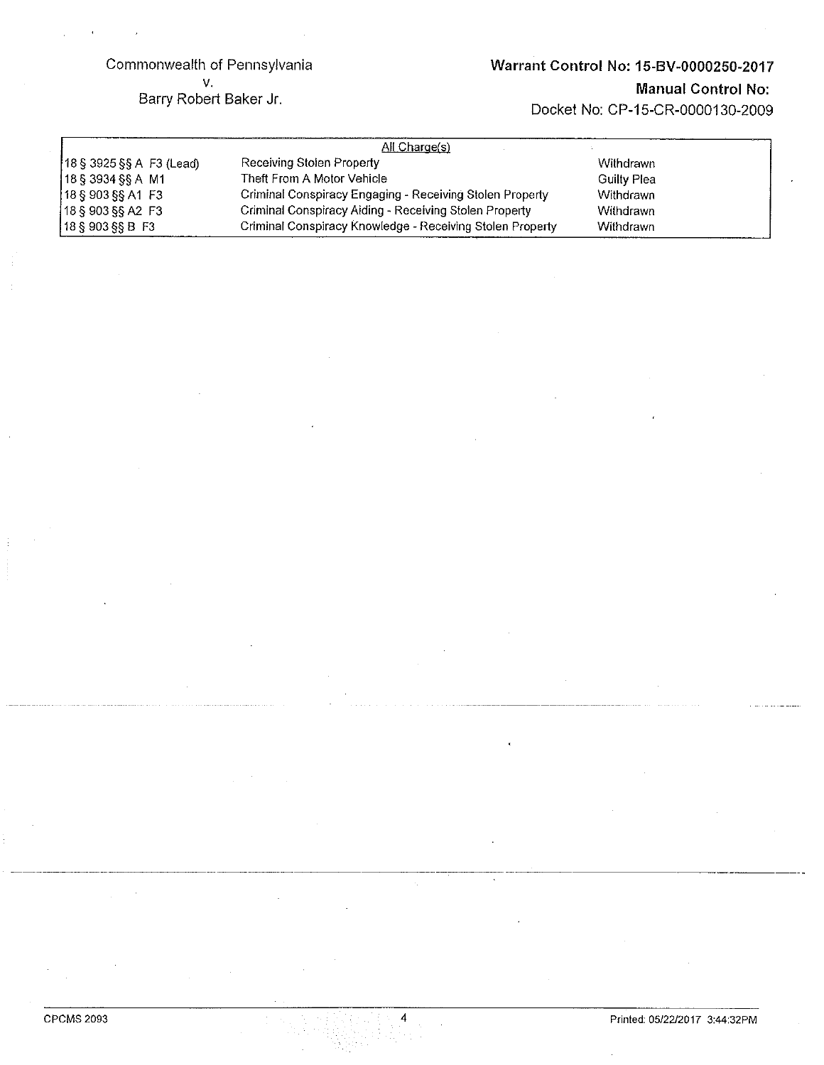Commonwealth of Pennsylvania
v.
Barry Robert Baker Jr.

**Warrant Control No: 15-BV-0000250-2017**

**Manual Control No:**

Docket No: CP-15-CR-0000130-2009

| All Charge(s) | | |
|---|---|---|
| 18 § 3925 §§ A F3 (Lead) | Receiving Stolen Property | Withdrawn |
| 18 § 3934 §§ A M1 | Theft From A Motor Vehicle | Guilty Plea |
| 18 § 903 §§ A1 F3 | Criminal Conspiracy Engaging - Receiving Stolen Property | Withdrawn |
| 18 § 903 §§ A2 F3 | Criminal Conspiracy Aiding - Receiving Stolen Property | Withdrawn |
| 18 § 903 §§ B F3 | Criminal Conspiracy Knowledge - Receiving Stolen Property | Withdrawn |

CPCMS 2093

Printed: 05/22/2017 3:44:32PM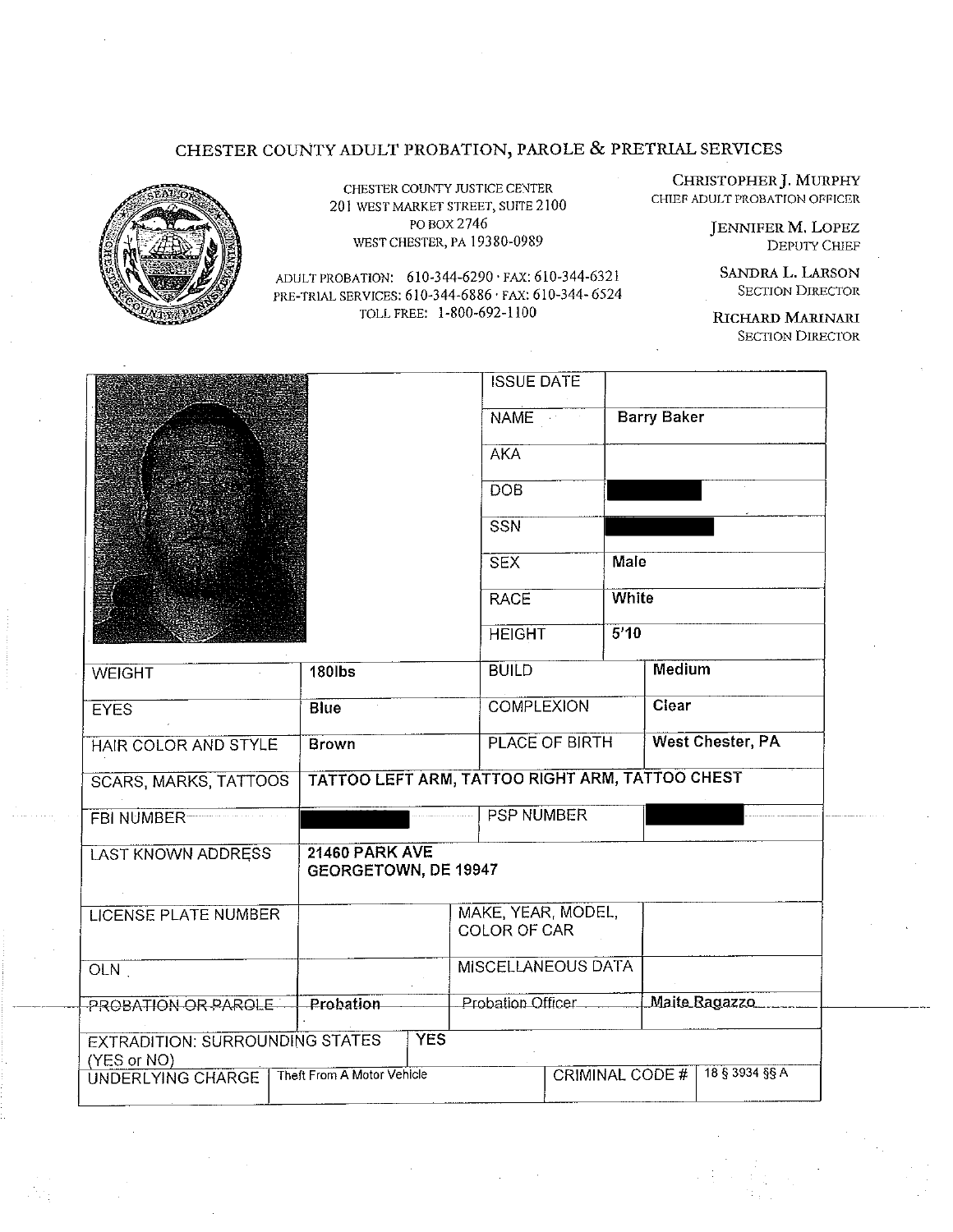# CHESTER COUNTY ADULT PROBATION, PAROLE & PRETRIAL SERVICES

CHESTER COUNTY JUSTICE CENTER
201 WEST MARKET STREET, SUITE 2100
PO BOX 2746
WEST CHESTER, PA 19380-0989

ADULT PROBATION: 610-344-6290 · FAX: 610-344-6321
PRE-TRIAL SERVICES: 610-344-6886 · FAX: 610-344-6524
TOLL FREE: 1-800-692-1100

CHRISTOPHER J. MURPHY
CHIEF ADULT PROBATION OFFICER

JENNIFER M. LOPEZ
DEPUTY CHIEF

SANDRA L. LARSON
SECTION DIRECTOR

RICHARD MARINARI
SECTION DIRECTOR

| | |
|---|---|
| ISSUE DATE | |
| NAME | **Barry Baker** |
| AKA | |
| DOB | |
| SSN | |
| SEX | **Male** |
| RACE | **White** |
| HEIGHT | **5'10** |

| | | | |
|---|---|---|---|
| WEIGHT | **180lbs** | BUILD | **Medium** |
| EYES | **Blue** | COMPLEXION | **Clear** |
| HAIR COLOR AND STYLE | **Brown** | PLACE OF BIRTH | **West Chester, PA** |
| SCARS, MARKS, TATTOOS | **TATTOO LEFT ARM, TATTOO RIGHT ARM, TATTOO CHEST** | | |
| FBI NUMBER | | PSP NUMBER | |
| LAST KNOWN ADDRESS | **21460 PARK AVE GEORGETOWN, DE 19947** | | |
| LICENSE PLATE NUMBER | | MAKE, YEAR, MODEL, COLOR OF CAR | |
| OLN | | MISCELLANEOUS DATA | |
| PROBATION OR PAROLE | **Probation** | Probation Officer | **Maite Ragazzo** |
| EXTRADITION: SURROUNDING STATES (YES or NO) | **YES** | | |
| UNDERLYING CHARGE | Theft From A Motor Vehicle | CRIMINAL CODE # | 18 § 3934 §§ A |